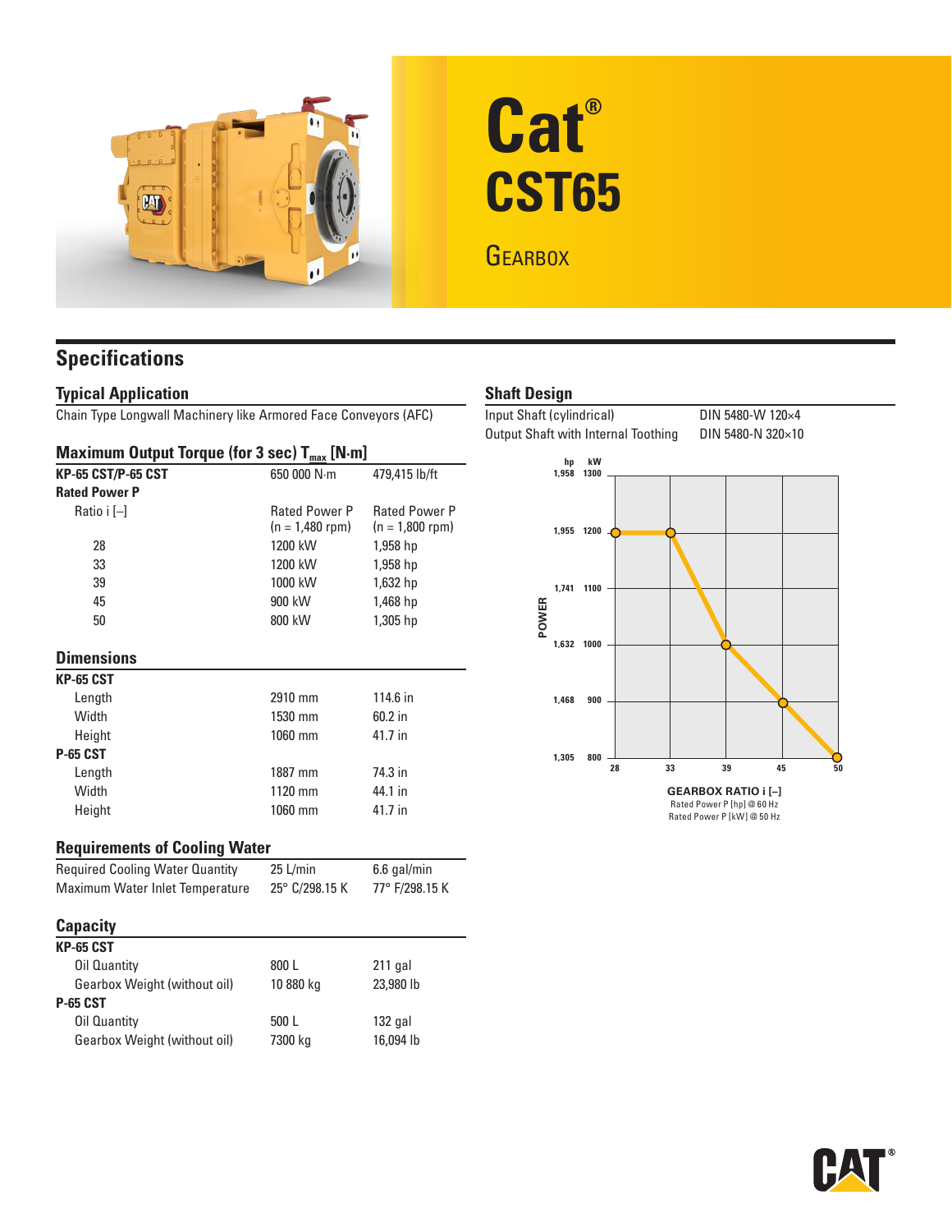# Cat® CST65

## Gearbox

## Specifications

### Typical Application

Chain Type Longwall Machinery like Armored Face Conveyors (AFC)

### Maximum Output Torque (for 3 sec) $T_{max}$ [N·m]

| | | |
|---|---|---|
| **KP-65 CST/P-65 CST** | 650 000 N·m | 479,415 lb/ft |
| **Rated Power P** | | |
| Ratio i [–] | Rated Power P (n = 1,480 rpm) | Rated Power P (n = 1,800 rpm) |
| 28 | 1200 kW | 1,958 hp |
| 33 | 1200 kW | 1,958 hp |
| 39 | 1000 kW | 1,632 hp |
| 45 | 900 kW | 1,468 hp |
| 50 | 800 kW | 1,305 hp |

### Dimensions

| | | |
|---|---|---|
| **KP-65 CST** | | |
| Length | 2910 mm | 114.6 in |
| Width | 1530 mm | 60.2 in |
| Height | 1060 mm | 41.7 in |
| **P-65 CST** | | |
| Length | 1887 mm | 74.3 in |
| Width | 1120 mm | 44.1 in |
| Height | 1060 mm | 41.7 in |

### Requirements of Cooling Water

| | | |
|---|---|---|
| Required Cooling Water Quantity | 25 L/min | 6.6 gal/min |
| Maximum Water Inlet Temperature | 25° C/298.15 K | 77° F/298.15 K |

### Capacity

| | | |
|---|---|---|
| **KP-65 CST** | | |
| Oil Quantity | 800 L | 211 gal |
| Gearbox Weight (without oil) | 10 880 kg | 23,980 lb |
| **P-65 CST** | | |
| Oil Quantity | 500 L | 132 gal |
| Gearbox Weight (without oil) | 7300 kg | 16,094 lb |

### Shaft Design

| | |
|---|---|
| Input Shaft (cylindrical) | DIN 5480-W 120×4 |
| Output Shaft with Internal Toothing | DIN 5480-N 320×10 |

hp kW

1,958 1300

1,955 1200

1,741 1100

1,632 1000

1,468 900

1,305 800

POWER

28 33 39 45 50

GEARBOX RATIO i [–]

Rated Power P [hp] @ 60 Hz

Rated Power P [kW] @ 50 Hz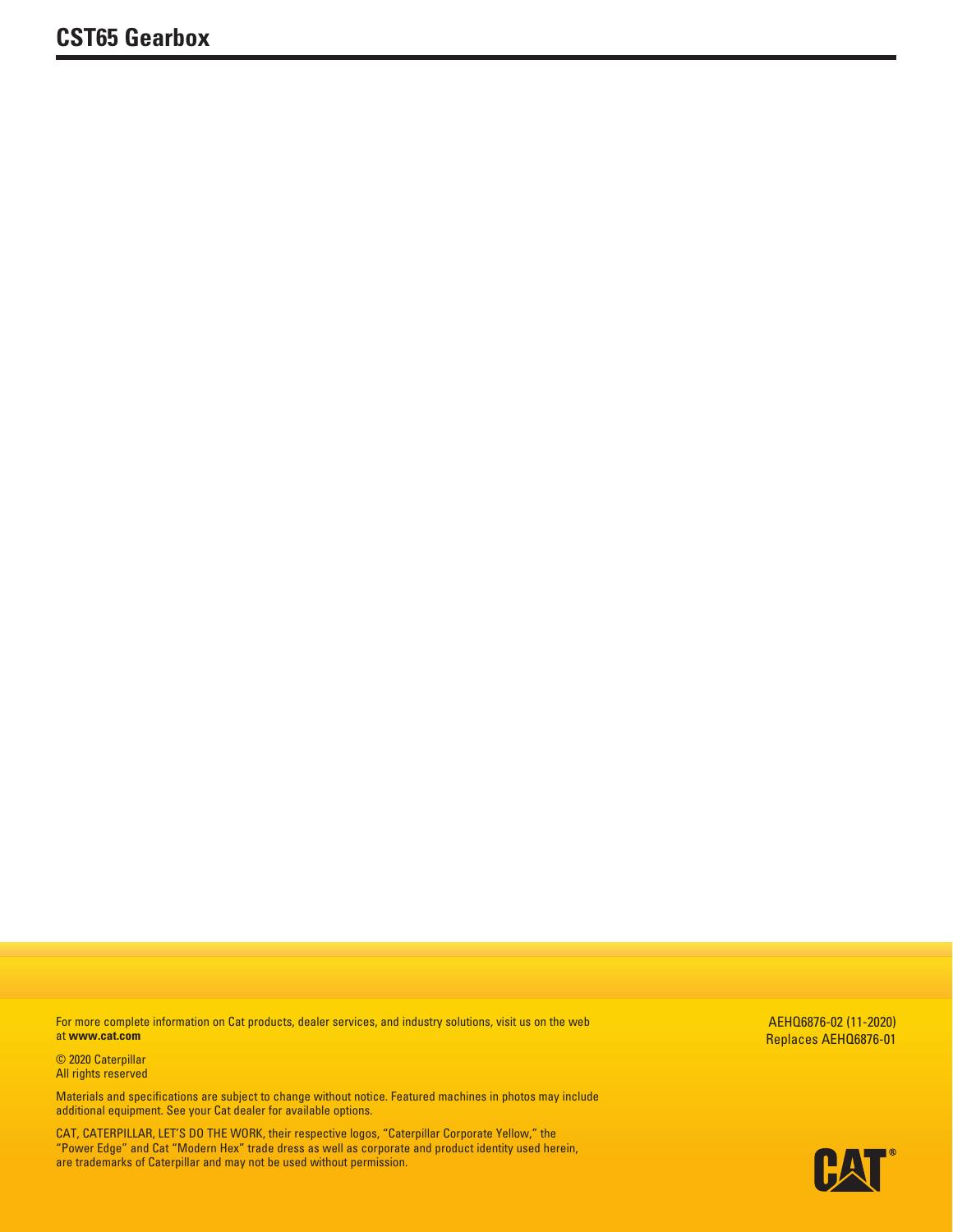For more complete information on Cat products, dealer services, and industry solutions, visit us on the web at **www.cat.com**

© 2020 Caterpillar
All rights reserved

Materials and specifications are subject to change without notice. Featured machines in photos may include additional equipment. See your Cat dealer for available options.

CAT, CATERPILLAR, LET'S DO THE WORK, their respective logos, "Caterpillar Corporate Yellow," the "Power Edge" and Cat "Modern Hex" trade dress as well as corporate and product identity used herein, are trademarks of Caterpillar and may not be used without permission.

AEHQ6876-02 (11-2020)
Replaces AEHQ6876-01